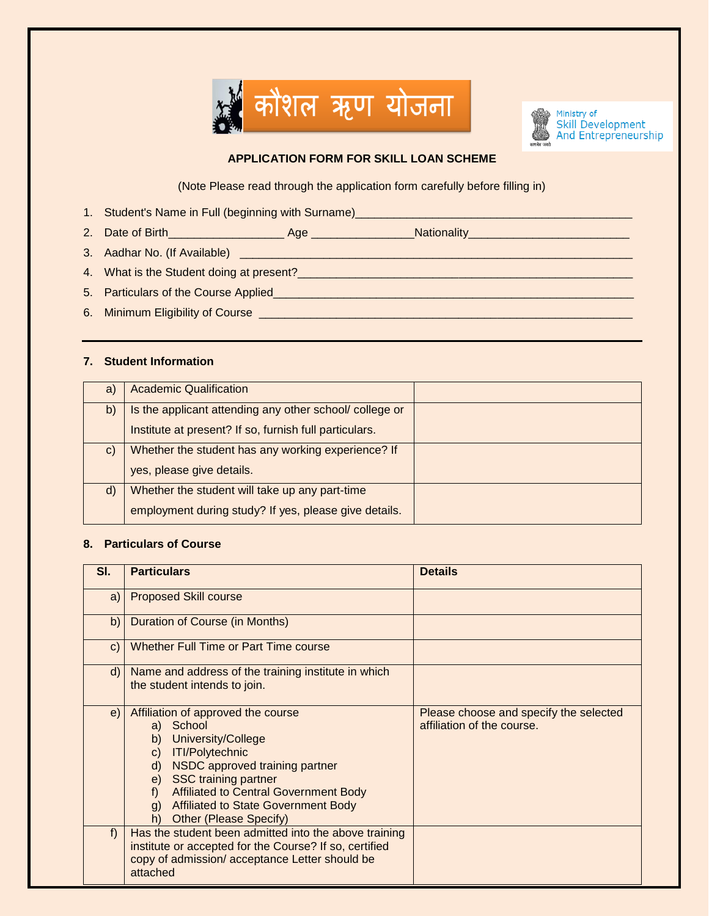कौशल ऋण योजना

Ministry of Skill Development And Entrepreneurship

## APPLICATION FORM FOR SKILL LOAN SCHEME

(Note Please read through the application form carefully before filling in)

1. Student's Name in Full (beginning with Surname)____________________________________________
2. Date of Birth__________________ Age ________________Nationality_________________________
3. Aadhar No. (If Available) ______________________________________________________________
4. What is the Student doing at present?____________________________________________________
5. Particulars of the Course Applied________________________________________________________
6. Minimum Eligibility of Course __________________________________________________________

---

**7. Student Information**

| | | |
|---|---|---|
| a) | Academic Qualification | |
| b) | Is the applicant attending any other school/ college or Institute at present? If so, furnish full particulars. | |
| c) | Whether the student has any working experience? If yes, please give details. | |
| d) | Whether the student will take up any part-time employment during study? If yes, please give details. | |

**8. Particulars of Course**

| Sl. | Particulars | Details |
|---|---|---|
| a) | Proposed Skill course | |
| b) | Duration of Course (in Months) | |
| c) | Whether Full Time or Part Time course | |
| d) | Name and address of the training institute in which the student intends to join. | |
| e) | Affiliation of approved the course<br>a) School<br>b) University/College<br>c) ITI/Polytechnic<br>d) NSDC approved training partner<br>e) SSC training partner<br>f) Affiliated to Central Government Body<br>g) Affiliated to State Government Body<br>h) Other (Please Specify) | Please choose and specify the selected affiliation of the course. |
| f) | Has the student been admitted into the above training institute or accepted for the Course? If so, certified copy of admission/ acceptance Letter should be attached | |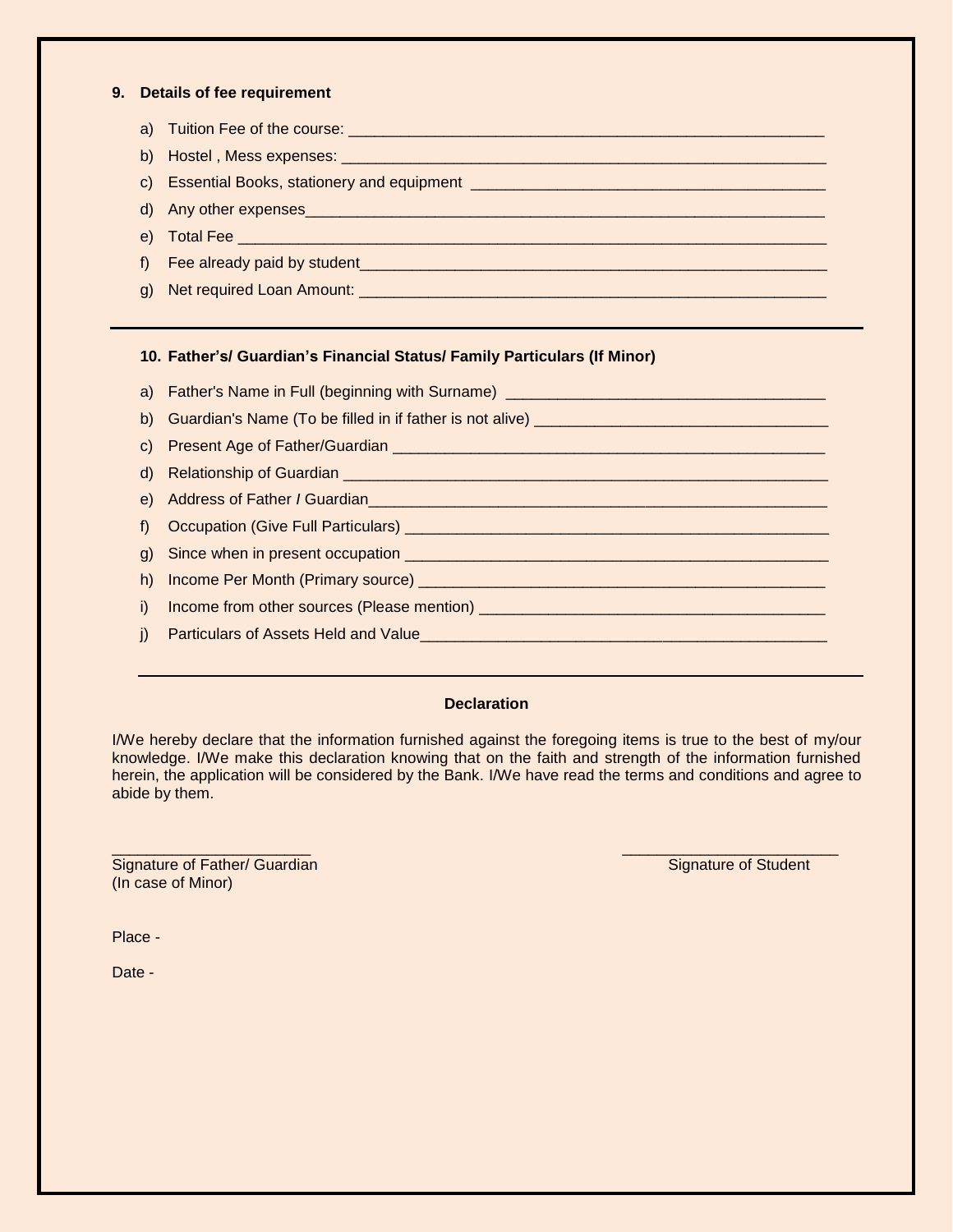## 9. Details of fee requirement

a) Tuition Fee of the course: ________________________________________________

b) Hostel , Mess expenses: ________________________________________________

c) Essential Books, stationery and equipment ____________________________________

d) Any other expenses________________________________________________

e) Total Fee ________________________________________________

f) Fee already paid by student________________________________________________

g) Net required Loan Amount: ________________________________________________

---

## 10. Father's/ Guardian's Financial Status/ Family Particulars (If Minor)

a) Father's Name in Full (beginning with Surname) ________________________________

b) Guardian's Name (To be filled in if father is not alive) ____________________________

c) Present Age of Father/Guardian ____________________________________________

d) Relationship of Guardian ________________________________________________

e) Address of Father / Guardian________________________________________________

f) Occupation (Give Full Particulars) ____________________________________________

g) Since when in present occupation ____________________________________________

h) Income Per Month (Primary source) __________________________________________

i) Income from other sources (Please mention) ___________________________________

j) Particulars of Assets Held and Value__________________________________________

---

**Declaration**

I/We hereby declare that the information furnished against the foregoing items is true to the best of my/our knowledge. I/We make this declaration knowing that on the faith and strength of the information furnished herein, the application will be considered by the Bank. I/We have read the terms and conditions and agree to abide by them.

______________________ ______________________

Signature of Father/ Guardian (In case of Minor) Signature of Student

Place -

Date -